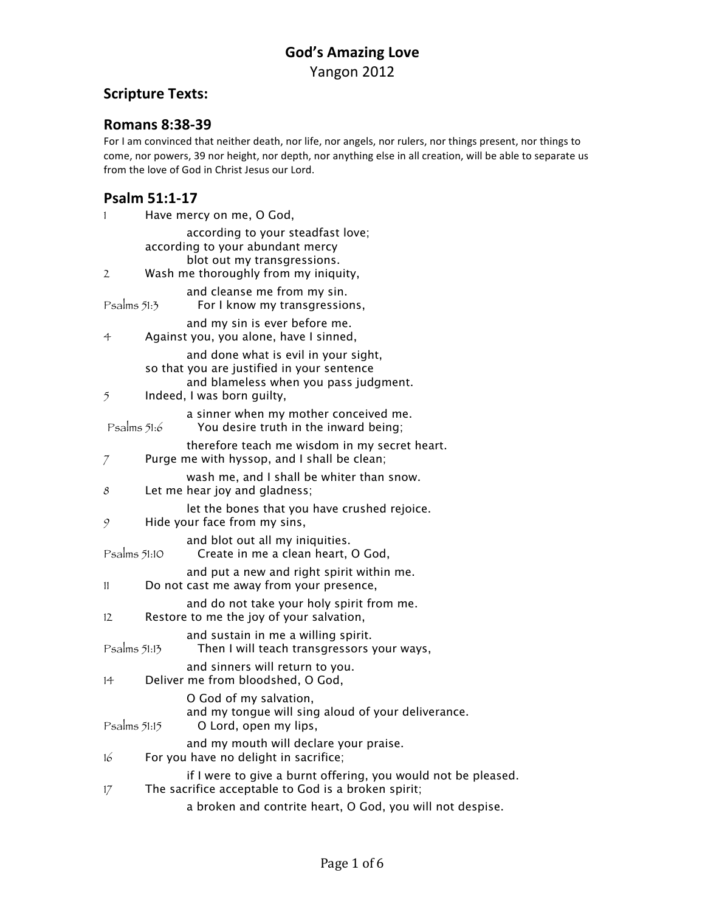# God's Amazing Love

Yangon 2012

## Scripture Texts:

## Romans 8:38-39

For I am convinced that neither death, nor life, nor angels, nor rulers, nor things present, nor things to come, nor powers, 39 nor height, nor depth, nor anything else in all creation, will be able to separate us from the love of God in Christ Jesus our Lord.

## Psalm 51:1-17

1 Have mercy on me, O God,
according to your steadfast love;
according to your abundant mercy
blot out my transgressions.
2 Wash me thoroughly from my iniquity,
and cleanse me from my sin.
Psalms 51:3 For I know my transgressions,
and my sin is ever before me.
4 Against you, you alone, have I sinned,
and done what is evil in your sight,
so that you are justified in your sentence
and blameless when you pass judgment.
5 Indeed, I was born guilty,
a sinner when my mother conceived me.
Psalms 51:6 You desire truth in the inward being;
therefore teach me wisdom in my secret heart.
7 Purge me with hyssop, and I shall be clean;
wash me, and I shall be whiter than snow.
8 Let me hear joy and gladness;
let the bones that you have crushed rejoice.
9 Hide your face from my sins,
and blot out all my iniquities.
Psalms 51:10 Create in me a clean heart, O God,
and put a new and right spirit within me.
11 Do not cast me away from your presence,
and do not take your holy spirit from me.
12 Restore to me the joy of your salvation,
and sustain in me a willing spirit.
Psalms 51:13 Then I will teach transgressors your ways,
and sinners will return to you.
14 Deliver me from bloodshed, O God,
O God of my salvation,
and my tongue will sing aloud of your deliverance.
Psalms 51:15 O Lord, open my lips,
and my mouth will declare your praise.
16 For you have no delight in sacrifice;
if I were to give a burnt offering, you would not be pleased.
17 The sacrifice acceptable to God is a broken spirit;
a broken and contrite heart, O God, you will not despise.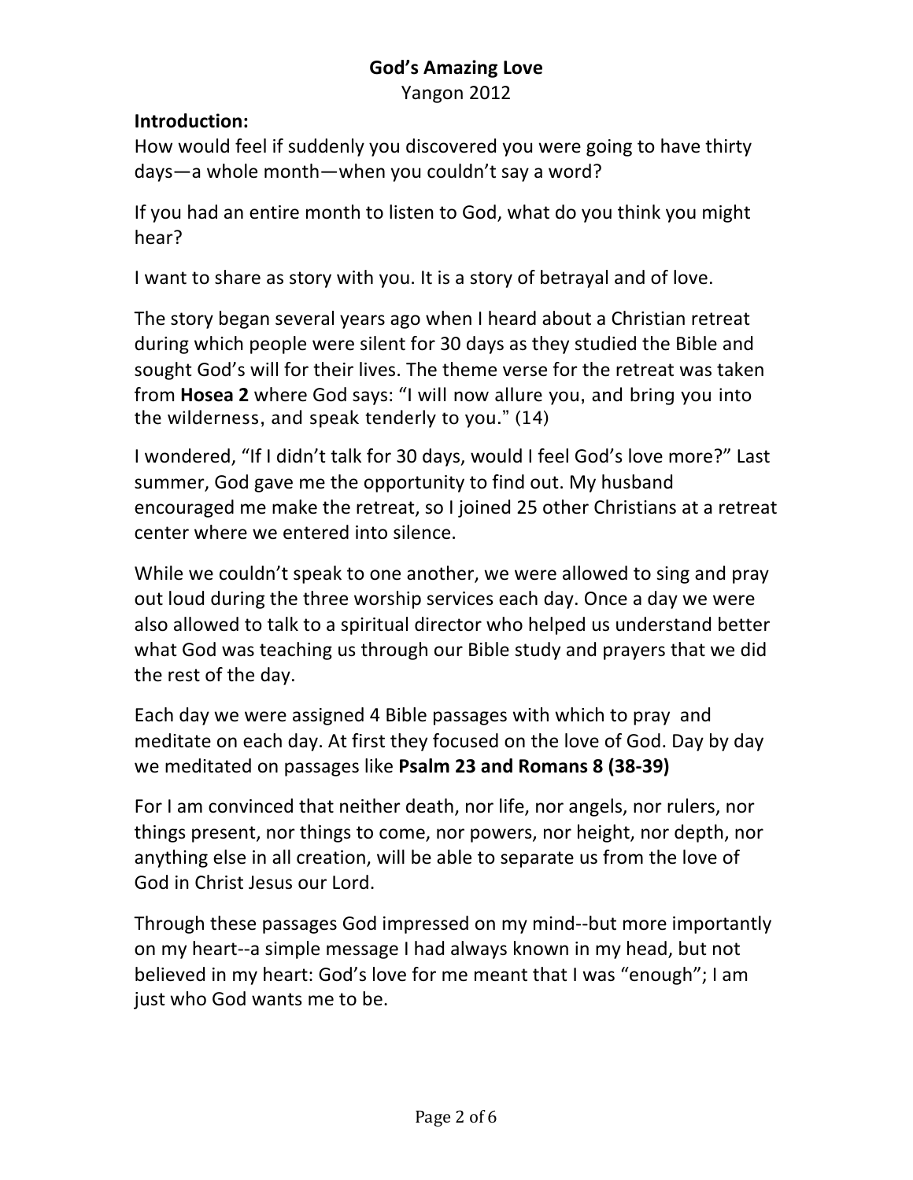**God's Amazing Love**

Yangon 2012

**Introduction:**

How would feel if suddenly you discovered you were going to have thirty days—a whole month—when you couldn't say a word?

If you had an entire month to listen to God, what do you think you might hear?

I want to share as story with you. It is a story of betrayal and of love.

The story began several years ago when I heard about a Christian retreat during which people were silent for 30 days as they studied the Bible and sought God's will for their lives. The theme verse for the retreat was taken from **Hosea 2** where God says: "I will now allure you, and bring you into the wilderness, and speak tenderly to you." (14)

I wondered, "If I didn't talk for 30 days, would I feel God's love more?" Last summer, God gave me the opportunity to find out. My husband encouraged me make the retreat, so I joined 25 other Christians at a retreat center where we entered into silence.

While we couldn't speak to one another, we were allowed to sing and pray out loud during the three worship services each day. Once a day we were also allowed to talk to a spiritual director who helped us understand better what God was teaching us through our Bible study and prayers that we did the rest of the day.

Each day we were assigned 4 Bible passages with which to pray and meditate on each day. At first they focused on the love of God. Day by day we meditated on passages like **Psalm 23 and Romans 8 (38-39)**

For I am convinced that neither death, nor life, nor angels, nor rulers, nor things present, nor things to come, nor powers, nor height, nor depth, nor anything else in all creation, will be able to separate us from the love of God in Christ Jesus our Lord.

Through these passages God impressed on my mind--but more importantly on my heart--a simple message I had always known in my head, but not believed in my heart: God's love for me meant that I was "enough"; I am just who God wants me to be.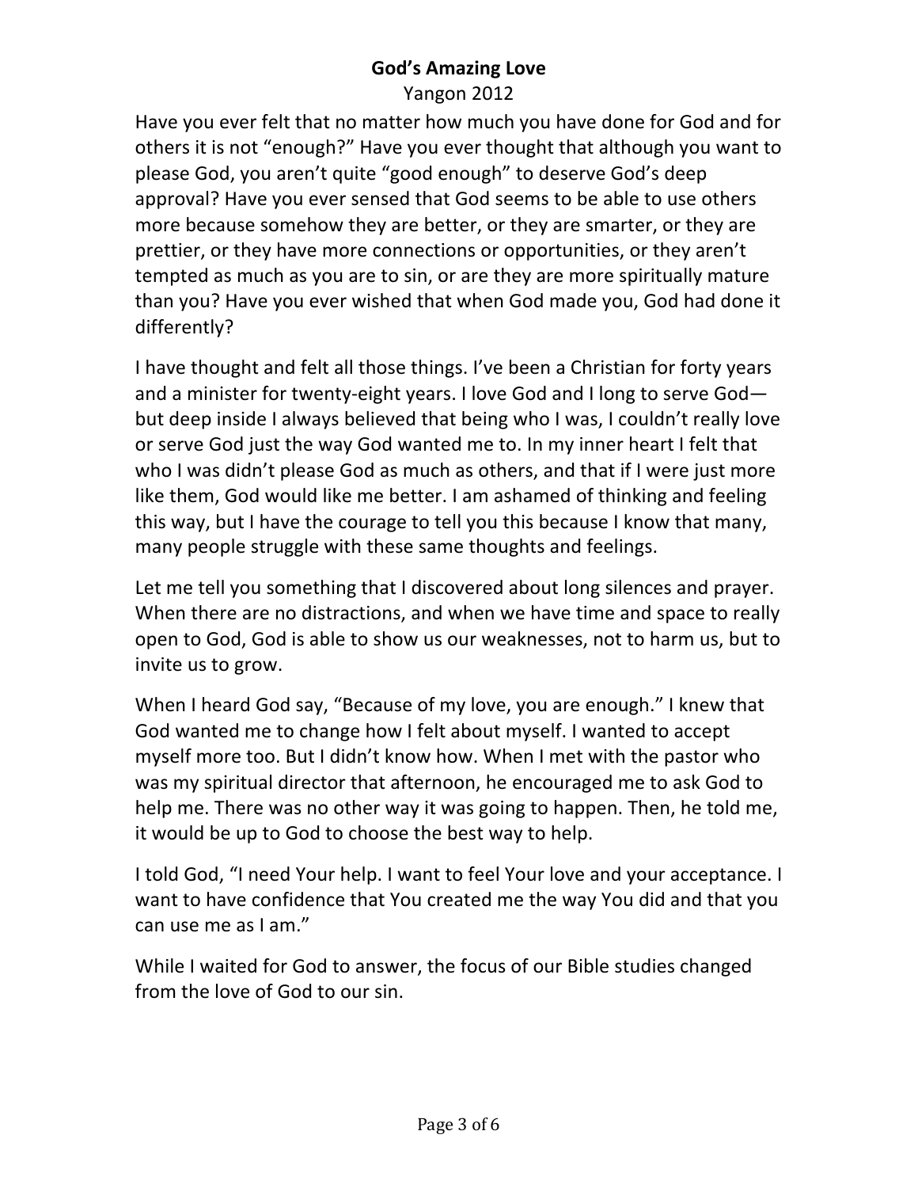**God's Amazing Love**

Yangon 2012

Have you ever felt that no matter how much you have done for God and for others it is not "enough?" Have you ever thought that although you want to please God, you aren't quite "good enough" to deserve God's deep approval? Have you ever sensed that God seems to be able to use others more because somehow they are better, or they are smarter, or they are prettier, or they have more connections or opportunities, or they aren't tempted as much as you are to sin, or are they are more spiritually mature than you? Have you ever wished that when God made you, God had done it differently?

I have thought and felt all those things. I've been a Christian for forty years and a minister for twenty-eight years. I love God and I long to serve God—but deep inside I always believed that being who I was, I couldn't really love or serve God just the way God wanted me to. In my inner heart I felt that who I was didn't please God as much as others, and that if I were just more like them, God would like me better. I am ashamed of thinking and feeling this way, but I have the courage to tell you this because I know that many, many people struggle with these same thoughts and feelings.

Let me tell you something that I discovered about long silences and prayer. When there are no distractions, and when we have time and space to really open to God, God is able to show us our weaknesses, not to harm us, but to invite us to grow.

When I heard God say, "Because of my love, you are enough." I knew that God wanted me to change how I felt about myself. I wanted to accept myself more too. But I didn't know how. When I met with the pastor who was my spiritual director that afternoon, he encouraged me to ask God to help me. There was no other way it was going to happen. Then, he told me, it would be up to God to choose the best way to help.

I told God, "I need Your help. I want to feel Your love and your acceptance. I want to have confidence that You created me the way You did and that you can use me as I am."

While I waited for God to answer, the focus of our Bible studies changed from the love of God to our sin.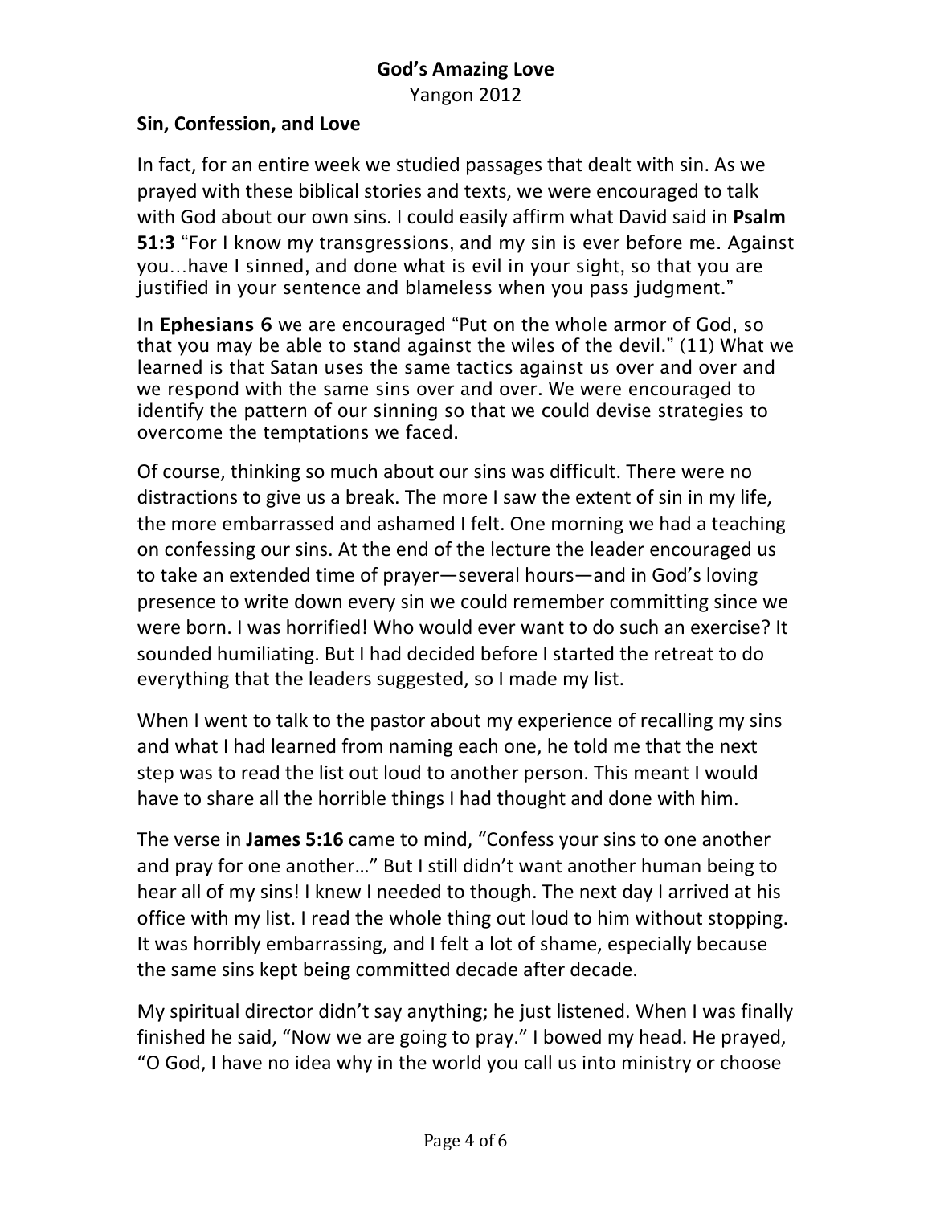**God's Amazing Love**

Yangon 2012

**Sin, Confession, and Love**

In fact, for an entire week we studied passages that dealt with sin. As we prayed with these biblical stories and texts, we were encouraged to talk with God about our own sins. I could easily affirm what David said in **Psalm 51:3** "For I know my transgressions, and my sin is ever before me. Against you…have I sinned, and done what is evil in your sight, so that you are justified in your sentence and blameless when you pass judgment."

In **Ephesians 6** we are encouraged "Put on the whole armor of God, so that you may be able to stand against the wiles of the devil." (11) What we learned is that Satan uses the same tactics against us over and over and we respond with the same sins over and over. We were encouraged to identify the pattern of our sinning so that we could devise strategies to overcome the temptations we faced.

Of course, thinking so much about our sins was difficult. There were no distractions to give us a break. The more I saw the extent of sin in my life, the more embarrassed and ashamed I felt. One morning we had a teaching on confessing our sins. At the end of the lecture the leader encouraged us to take an extended time of prayer—several hours—and in God's loving presence to write down every sin we could remember committing since we were born. I was horrified! Who would ever want to do such an exercise? It sounded humiliating. But I had decided before I started the retreat to do everything that the leaders suggested, so I made my list.

When I went to talk to the pastor about my experience of recalling my sins and what I had learned from naming each one, he told me that the next step was to read the list out loud to another person. This meant I would have to share all the horrible things I had thought and done with him.

The verse in **James 5:16** came to mind, "Confess your sins to one another and pray for one another…" But I still didn't want another human being to hear all of my sins! I knew I needed to though. The next day I arrived at his office with my list. I read the whole thing out loud to him without stopping. It was horribly embarrassing, and I felt a lot of shame, especially because the same sins kept being committed decade after decade.

My spiritual director didn't say anything; he just listened. When I was finally finished he said, "Now we are going to pray." I bowed my head. He prayed, "O God, I have no idea why in the world you call us into ministry or choose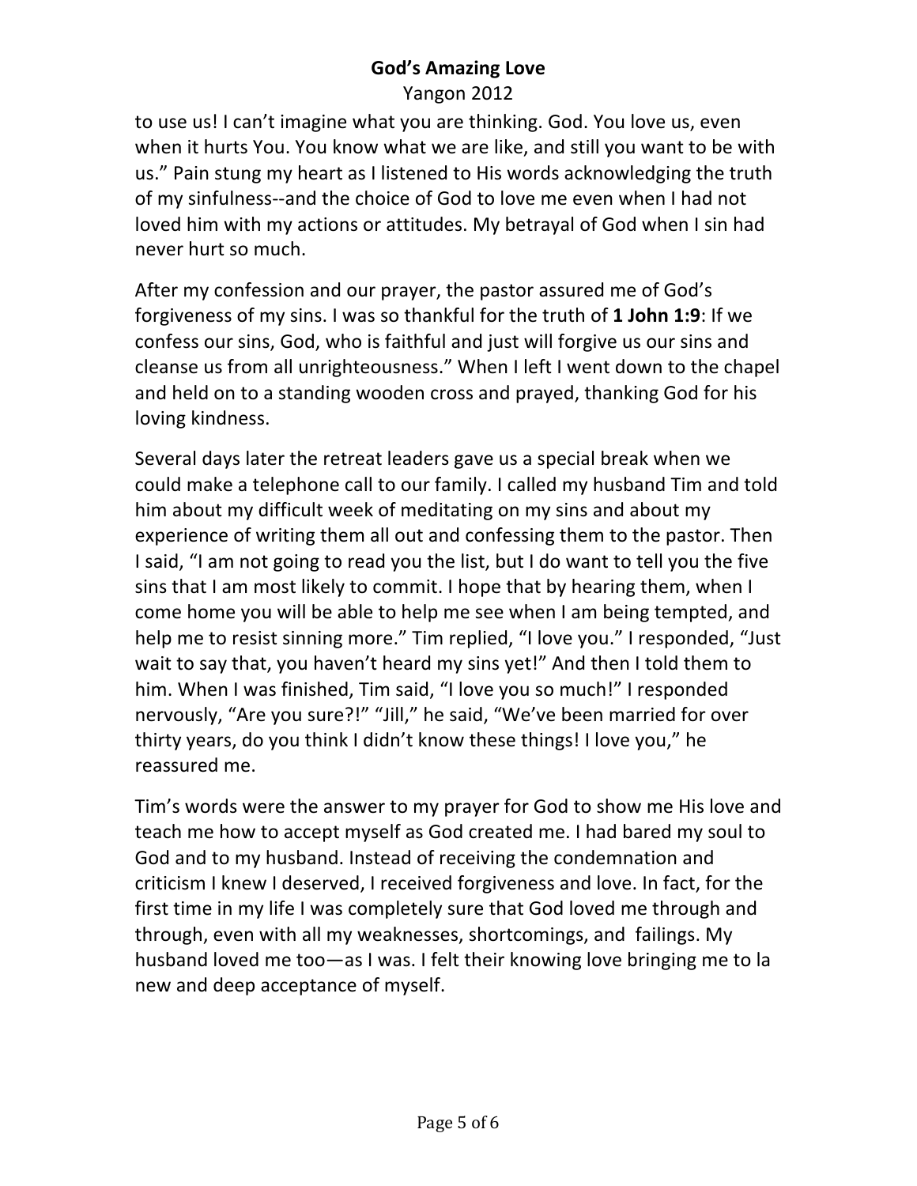to use us! I can't imagine what you are thinking. God. You love us, even when it hurts You. You know what we are like, and still you want to be with us." Pain stung my heart as I listened to His words acknowledging the truth of my sinfulness--and the choice of God to love me even when I had not loved him with my actions or attitudes. My betrayal of God when I sin had never hurt so much.

After my confession and our prayer, the pastor assured me of God's forgiveness of my sins. I was so thankful for the truth of **1 John 1:9**: If we confess our sins, God, who is faithful and just will forgive us our sins and cleanse us from all unrighteousness." When I left I went down to the chapel and held on to a standing wooden cross and prayed, thanking God for his loving kindness.

Several days later the retreat leaders gave us a special break when we could make a telephone call to our family. I called my husband Tim and told him about my difficult week of meditating on my sins and about my experience of writing them all out and confessing them to the pastor. Then I said, "I am not going to read you the list, but I do want to tell you the five sins that I am most likely to commit. I hope that by hearing them, when I come home you will be able to help me see when I am being tempted, and help me to resist sinning more." Tim replied, "I love you." I responded, "Just wait to say that, you haven't heard my sins yet!" And then I told them to him. When I was finished, Tim said, "I love you so much!" I responded nervously, "Are you sure?!" "Jill," he said, "We've been married for over thirty years, do you think I didn't know these things! I love you," he reassured me.

Tim's words were the answer to my prayer for God to show me His love and teach me how to accept myself as God created me. I had bared my soul to God and to my husband. Instead of receiving the condemnation and criticism I knew I deserved, I received forgiveness and love. In fact, for the first time in my life I was completely sure that God loved me through and through, even with all my weaknesses, shortcomings, and failings. My husband loved me too—as I was. I felt their knowing love bringing me to la new and deep acceptance of myself.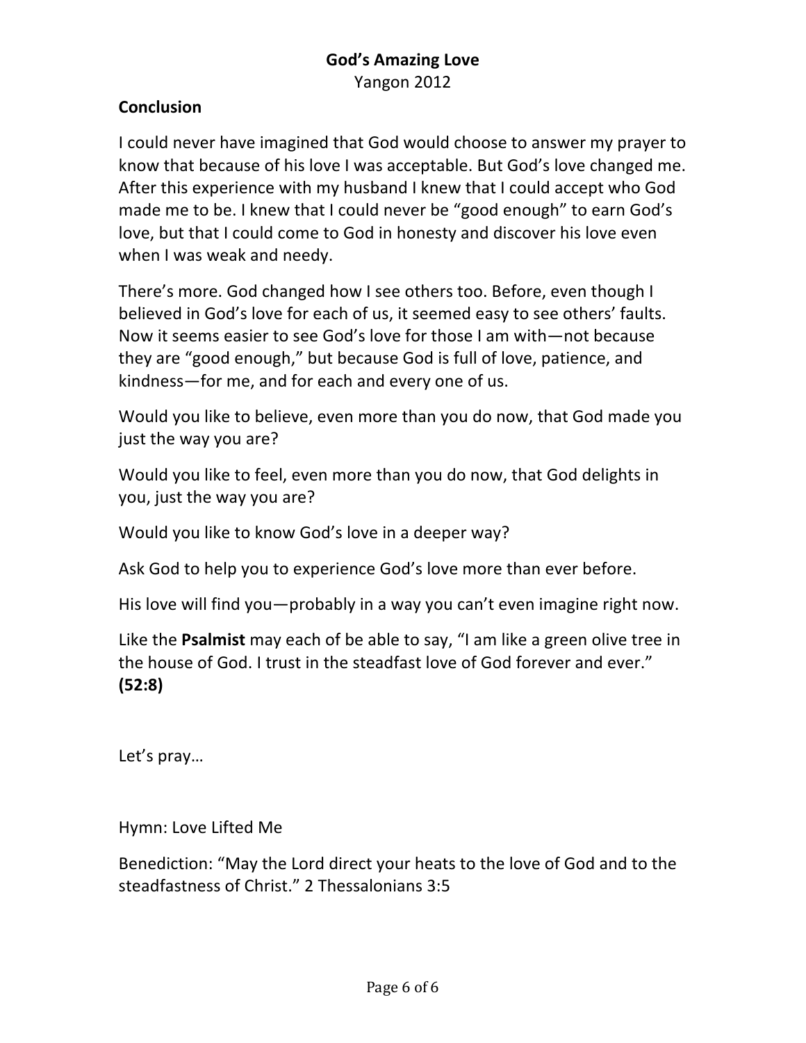**Conclusion**

I could never have imagined that God would choose to answer my prayer to know that because of his love I was acceptable. But God's love changed me. After this experience with my husband I knew that I could accept who God made me to be. I knew that I could never be "good enough" to earn God's love, but that I could come to God in honesty and discover his love even when I was weak and needy.

There's more. God changed how I see others too. Before, even though I believed in God's love for each of us, it seemed easy to see others' faults. Now it seems easier to see God's love for those I am with—not because they are "good enough," but because God is full of love, patience, and kindness—for me, and for each and every one of us.

Would you like to believe, even more than you do now, that God made you just the way you are?

Would you like to feel, even more than you do now, that God delights in you, just the way you are?

Would you like to know God's love in a deeper way?

Ask God to help you to experience God's love more than ever before.

His love will find you—probably in a way you can't even imagine right now.

Like the **Psalmist** may each of be able to say, "I am like a green olive tree in the house of God. I trust in the steadfast love of God forever and ever." **(52:8)**

Let's pray…

Hymn: Love Lifted Me

Benediction: "May the Lord direct your heats to the love of God and to the steadfastness of Christ." 2 Thessalonians 3:5